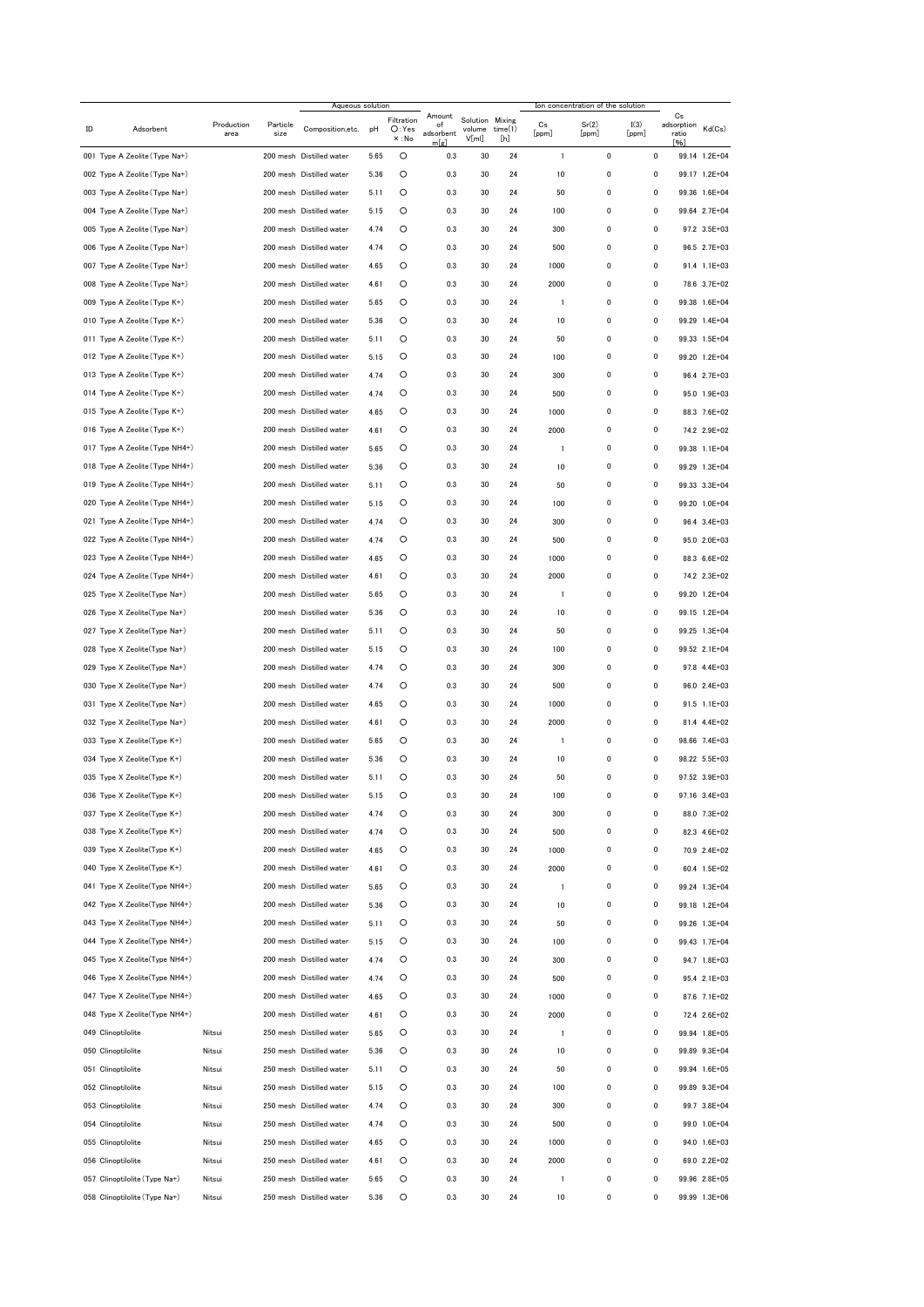| ID | Adsorbent | Production area | Particle size | Aqueous solution | | Filtration ○:Yes ×:No | Amount of adsorbent m[g] | Solution volume V[ml] | Mixing time(1) [h] | Ion concentration of the solution | | | Cs adsorption ratio [%] | Kd(Cs) |
|---|---|---|---|---|---|---|---|---|---|---|---|---|---|---|
| | | | | Composition,etc. | pH | | | | | Cs [ppm] | Sr(2) [ppm] | I(3) [ppm] | | |
| 001 | Type A Zeolite (Type Na+) | | 200 mesh | Distilled water | 5.65 | ○ | 0.3 | 30 | 24 | 1 | 0 | 0 | 99.14 | 1.2E+04 |
| 002 | Type A Zeolite (Type Na+) | | 200 mesh | Distilled water | 5.36 | ○ | 0.3 | 30 | 24 | 10 | 0 | 0 | 99.17 | 1.2E+04 |
| 003 | Type A Zeolite (Type Na+) | | 200 mesh | Distilled water | 5.11 | ○ | 0.3 | 30 | 24 | 50 | 0 | 0 | 99.36 | 1.6E+04 |
| 004 | Type A Zeolite (Type Na+) | | 200 mesh | Distilled water | 5.15 | ○ | 0.3 | 30 | 24 | 100 | 0 | 0 | 99.64 | 2.7E+04 |
| 005 | Type A Zeolite (Type Na+) | | 200 mesh | Distilled water | 4.74 | ○ | 0.3 | 30 | 24 | 300 | 0 | 0 | 97.2 | 3.5E+03 |
| 006 | Type A Zeolite (Type Na+) | | 200 mesh | Distilled water | 4.74 | ○ | 0.3 | 30 | 24 | 500 | 0 | 0 | 96.5 | 2.7E+03 |
| 007 | Type A Zeolite (Type Na+) | | 200 mesh | Distilled water | 4.65 | ○ | 0.3 | 30 | 24 | 1000 | 0 | 0 | 91.4 | 1.1E+03 |
| 008 | Type A Zeolite (Type Na+) | | 200 mesh | Distilled water | 4.61 | ○ | 0.3 | 30 | 24 | 2000 | 0 | 0 | 78.6 | 3.7E+02 |
| 009 | Type A Zeolite (Type K+) | | 200 mesh | Distilled water | 5.65 | ○ | 0.3 | 30 | 24 | 1 | 0 | 0 | 99.38 | 1.6E+04 |
| 010 | Type A Zeolite (Type K+) | | 200 mesh | Distilled water | 5.36 | ○ | 0.3 | 30 | 24 | 10 | 0 | 0 | 99.29 | 1.4E+04 |
| 011 | Type A Zeolite (Type K+) | | 200 mesh | Distilled water | 5.11 | ○ | 0.3 | 30 | 24 | 50 | 0 | 0 | 99.33 | 1.5E+04 |
| 012 | Type A Zeolite (Type K+) | | 200 mesh | Distilled water | 5.15 | ○ | 0.3 | 30 | 24 | 100 | 0 | 0 | 99.20 | 1.2E+04 |
| 013 | Type A Zeolite (Type K+) | | 200 mesh | Distilled water | 4.74 | ○ | 0.3 | 30 | 24 | 300 | 0 | 0 | 96.4 | 2.7E+03 |
| 014 | Type A Zeolite (Type K+) | | 200 mesh | Distilled water | 4.74 | ○ | 0.3 | 30 | 24 | 500 | 0 | 0 | 95.0 | 1.9E+03 |
| 015 | Type A Zeolite (Type K+) | | 200 mesh | Distilled water | 4.65 | ○ | 0.3 | 30 | 24 | 1000 | 0 | 0 | 88.3 | 7.6E+02 |
| 016 | Type A Zeolite (Type K+) | | 200 mesh | Distilled water | 4.61 | ○ | 0.3 | 30 | 24 | 2000 | 0 | 0 | 74.2 | 2.9E+02 |
| 017 | Type A Zeolite (Type NH4+) | | 200 mesh | Distilled water | 5.65 | ○ | 0.3 | 30 | 24 | 1 | 0 | 0 | 99.38 | 1.1E+04 |
| 018 | Type A Zeolite (Type NH4+) | | 200 mesh | Distilled water | 5.36 | ○ | 0.3 | 30 | 24 | 10 | 0 | 0 | 99.29 | 1.3E+04 |
| 019 | Type A Zeolite (Type NH4+) | | 200 mesh | Distilled water | 5.11 | ○ | 0.3 | 30 | 24 | 50 | 0 | 0 | 99.33 | 3.3E+04 |
| 020 | Type A Zeolite (Type NH4+) | | 200 mesh | Distilled water | 5.15 | ○ | 0.3 | 30 | 24 | 100 | 0 | 0 | 99.20 | 1.0E+04 |
| 021 | Type A Zeolite (Type NH4+) | | 200 mesh | Distilled water | 4.74 | ○ | 0.3 | 30 | 24 | 300 | 0 | 0 | 96.4 | 3.4E+03 |
| 022 | Type A Zeolite (Type NH4+) | | 200 mesh | Distilled water | 4.74 | ○ | 0.3 | 30 | 24 | 500 | 0 | 0 | 95.0 | 2.0E+03 |
| 023 | Type A Zeolite (Type NH4+) | | 200 mesh | Distilled water | 4.65 | ○ | 0.3 | 30 | 24 | 1000 | 0 | 0 | 88.3 | 6.6E+02 |
| 024 | Type A Zeolite (Type NH4+) | | 200 mesh | Distilled water | 4.61 | ○ | 0.3 | 30 | 24 | 2000 | 0 | 0 | 74.2 | 2.3E+02 |
| 025 | Type X Zeolite(Type Na+) | | 200 mesh | Distilled water | 5.65 | ○ | 0.3 | 30 | 24 | 1 | 0 | 0 | 99.20 | 1.2E+04 |
| 026 | Type X Zeolite(Type Na+) | | 200 mesh | Distilled water | 5.36 | ○ | 0.3 | 30 | 24 | 10 | 0 | 0 | 99.15 | 1.2E+04 |
| 027 | Type X Zeolite(Type Na+) | | 200 mesh | Distilled water | 5.11 | ○ | 0.3 | 30 | 24 | 50 | 0 | 0 | 99.25 | 1.3E+04 |
| 028 | Type X Zeolite(Type Na+) | | 200 mesh | Distilled water | 5.15 | ○ | 0.3 | 30 | 24 | 100 | 0 | 0 | 99.52 | 2.1E+04 |
| 029 | Type X Zeolite(Type Na+) | | 200 mesh | Distilled water | 4.74 | ○ | 0.3 | 30 | 24 | 300 | 0 | 0 | 97.8 | 4.4E+03 |
| 030 | Type X Zeolite(Type Na+) | | 200 mesh | Distilled water | 4.74 | ○ | 0.3 | 30 | 24 | 500 | 0 | 0 | 96.0 | 2.4E+03 |
| 031 | Type X Zeolite(Type Na+) | | 200 mesh | Distilled water | 4.65 | ○ | 0.3 | 30 | 24 | 1000 | 0 | 0 | 91.5 | 1.1E+03 |
| 032 | Type X Zeolite(Type Na+) | | 200 mesh | Distilled water | 4.61 | ○ | 0.3 | 30 | 24 | 2000 | 0 | 0 | 81.4 | 4.4E+02 |
| 033 | Type X Zeolite(Type K+) | | 200 mesh | Distilled water | 5.65 | ○ | 0.3 | 30 | 24 | 1 | 0 | 0 | 98.66 | 7.4E+03 |
| 034 | Type X Zeolite(Type K+) | | 200 mesh | Distilled water | 5.36 | ○ | 0.3 | 30 | 24 | 10 | 0 | 0 | 98.22 | 5.5E+03 |
| 035 | Type X Zeolite(Type K+) | | 200 mesh | Distilled water | 5.11 | ○ | 0.3 | 30 | 24 | 50 | 0 | 0 | 97.52 | 3.9E+03 |
| 036 | Type X Zeolite(Type K+) | | 200 mesh | Distilled water | 5.15 | ○ | 0.3 | 30 | 24 | 100 | 0 | 0 | 97.16 | 3.4E+03 |
| 037 | Type X Zeolite(Type K+) | | 200 mesh | Distilled water | 4.74 | ○ | 0.3 | 30 | 24 | 300 | 0 | 0 | 88.0 | 7.3E+02 |
| 038 | Type X Zeolite(Type K+) | | 200 mesh | Distilled water | 4.74 | ○ | 0.3 | 30 | 24 | 500 | 0 | 0 | 82.3 | 4.6E+02 |
| 039 | Type X Zeolite(Type K+) | | 200 mesh | Distilled water | 4.65 | ○ | 0.3 | 30 | 24 | 1000 | 0 | 0 | 70.9 | 2.4E+02 |
| 040 | Type X Zeolite(Type K+) | | 200 mesh | Distilled water | 4.61 | ○ | 0.3 | 30 | 24 | 2000 | 0 | 0 | 60.4 | 1.5E+02 |
| 041 | Type X Zeolite(Type NH4+) | | 200 mesh | Distilled water | 5.65 | ○ | 0.3 | 30 | 24 | 1 | 0 | 0 | 99.24 | 1.3E+04 |
| 042 | Type X Zeolite(Type NH4+) | | 200 mesh | Distilled water | 5.36 | ○ | 0.3 | 30 | 24 | 10 | 0 | 0 | 99.18 | 1.2E+04 |
| 043 | Type X Zeolite(Type NH4+) | | 200 mesh | Distilled water | 5.11 | ○ | 0.3 | 30 | 24 | 50 | 0 | 0 | 99.26 | 1.3E+04 |
| 044 | Type X Zeolite(Type NH4+) | | 200 mesh | Distilled water | 5.15 | ○ | 0.3 | 30 | 24 | 100 | 0 | 0 | 99.43 | 1.7E+04 |
| 045 | Type X Zeolite(Type NH4+) | | 200 mesh | Distilled water | 4.74 | ○ | 0.3 | 30 | 24 | 300 | 0 | 0 | 94.7 | 1.8E+03 |
| 046 | Type X Zeolite(Type NH4+) | | 200 mesh | Distilled water | 4.74 | ○ | 0.3 | 30 | 24 | 500 | 0 | 0 | 95.4 | 2.1E+03 |
| 047 | Type X Zeolite(Type NH4+) | | 200 mesh | Distilled water | 4.65 | ○ | 0.3 | 30 | 24 | 1000 | 0 | 0 | 87.6 | 7.1E+02 |
| 048 | Type X Zeolite(Type NH4+) | | 200 mesh | Distilled water | 4.61 | ○ | 0.3 | 30 | 24 | 2000 | 0 | 0 | 72.4 | 2.6E+02 |
| 049 | Clinoptilolite | Nitsui | 250 mesh | Distilled water | 5.65 | ○ | 0.3 | 30 | 24 | 1 | 0 | 0 | 99.94 | 1.8E+05 |
| 050 | Clinoptilolite | Nitsui | 250 mesh | Distilled water | 5.36 | ○ | 0.3 | 30 | 24 | 10 | 0 | 0 | 99.89 | 9.3E+04 |
| 051 | Clinoptilolite | Nitsui | 250 mesh | Distilled water | 5.11 | ○ | 0.3 | 30 | 24 | 50 | 0 | 0 | 99.94 | 1.6E+05 |
| 052 | Clinoptilolite | Nitsui | 250 mesh | Distilled water | 5.15 | ○ | 0.3 | 30 | 24 | 100 | 0 | 0 | 99.89 | 9.3E+04 |
| 053 | Clinoptilolite | Nitsui | 250 mesh | Distilled water | 4.74 | ○ | 0.3 | 30 | 24 | 300 | 0 | 0 | 99.7 | 3.8E+04 |
| 054 | Clinoptilolite | Nitsui | 250 mesh | Distilled water | 4.74 | ○ | 0.3 | 30 | 24 | 500 | 0 | 0 | 99.0 | 1.0E+04 |
| 055 | Clinoptilolite | Nitsui | 250 mesh | Distilled water | 4.65 | ○ | 0.3 | 30 | 24 | 1000 | 0 | 0 | 94.0 | 1.6E+03 |
| 056 | Clinoptilolite | Nitsui | 250 mesh | Distilled water | 4.61 | ○ | 0.3 | 30 | 24 | 2000 | 0 | 0 | 69.0 | 2.2E+02 |
| 057 | Clinoptilolite (Type Na+) | Nitsui | 250 mesh | Distilled water | 5.65 | ○ | 0.3 | 30 | 24 | 1 | 0 | 0 | 99.96 | 2.8E+05 |
| 058 | Clinoptilolite (Type Na+) | Nitsui | 250 mesh | Distilled water | 5.36 | ○ | 0.3 | 30 | 24 | 10 | 0 | 0 | 99.99 | 1.3E+06 |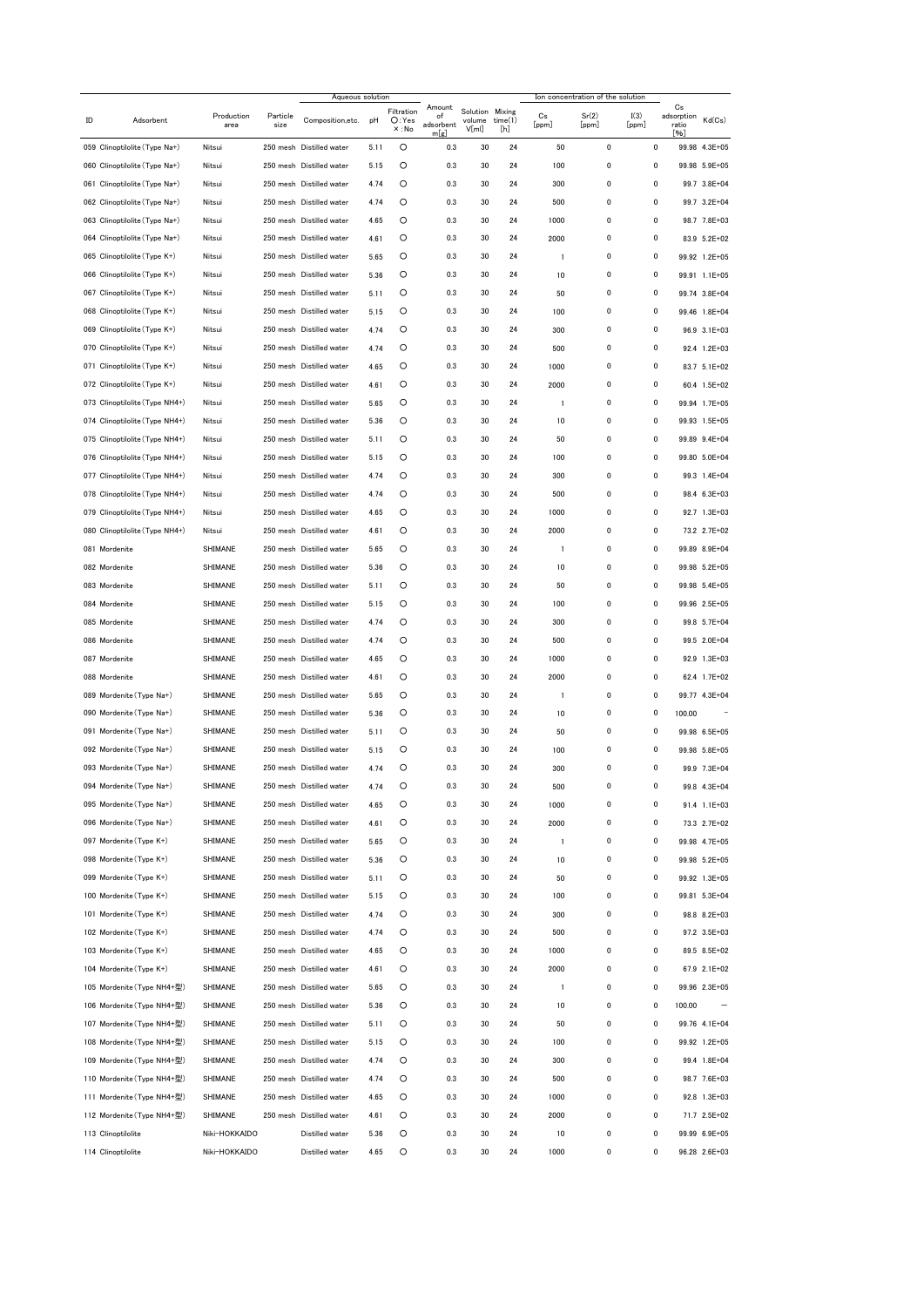| ID | Adsorbent | Production area | Particle size | Aqueous solution Composition,etc. | pH | Filtration ○:Yes ×:No | Amount of adsorbent m[g] | Solution volume V[ml] | Mixing time(1) [h] | Ion concentration of the solution Cs [ppm] | Sr(2) [ppm] | I(3) [ppm] | Cs adsorption ratio [%] | Kd(Cs) |
|---|---|---|---|---|---|---|---|---|---|---|---|---|---|---|
| 059 | Clinoptilolite (Type Na+) | Nitsui | 250 mesh | Distilled water | 5.11 | ○ | 0.3 | 30 | 24 | 50 | 0 | 0 | 99.98 | 4.3E+05 |
| 060 | Clinoptilolite (Type Na+) | Nitsui | 250 mesh | Distilled water | 5.15 | ○ | 0.3 | 30 | 24 | 100 | 0 | 0 | 99.98 | 5.9E+05 |
| 061 | Clinoptilolite (Type Na+) | Nitsui | 250 mesh | Distilled water | 4.74 | ○ | 0.3 | 30 | 24 | 300 | 0 | 0 | 99.7 | 3.8E+04 |
| 062 | Clinoptilolite (Type Na+) | Nitsui | 250 mesh | Distilled water | 4.74 | ○ | 0.3 | 30 | 24 | 500 | 0 | 0 | 99.7 | 3.2E+04 |
| 063 | Clinoptilolite (Type Na+) | Nitsui | 250 mesh | Distilled water | 4.65 | ○ | 0.3 | 30 | 24 | 1000 | 0 | 0 | 98.7 | 7.8E+03 |
| 064 | Clinoptilolite (Type Na+) | Nitsui | 250 mesh | Distilled water | 4.61 | ○ | 0.3 | 30 | 24 | 2000 | 0 | 0 | 83.9 | 5.2E+02 |
| 065 | Clinoptilolite (Type K+) | Nitsui | 250 mesh | Distilled water | 5.65 | ○ | 0.3 | 30 | 24 | 1 | 0 | 0 | 99.92 | 1.2E+05 |
| 066 | Clinoptilolite (Type K+) | Nitsui | 250 mesh | Distilled water | 5.36 | ○ | 0.3 | 30 | 24 | 10 | 0 | 0 | 99.91 | 1.1E+05 |
| 067 | Clinoptilolite (Type K+) | Nitsui | 250 mesh | Distilled water | 5.11 | ○ | 0.3 | 30 | 24 | 50 | 0 | 0 | 99.74 | 3.8E+04 |
| 068 | Clinoptilolite (Type K+) | Nitsui | 250 mesh | Distilled water | 5.15 | ○ | 0.3 | 30 | 24 | 100 | 0 | 0 | 99.46 | 1.8E+04 |
| 069 | Clinoptilolite (Type K+) | Nitsui | 250 mesh | Distilled water | 4.74 | ○ | 0.3 | 30 | 24 | 300 | 0 | 0 | 96.9 | 3.1E+03 |
| 070 | Clinoptilolite (Type K+) | Nitsui | 250 mesh | Distilled water | 4.74 | ○ | 0.3 | 30 | 24 | 500 | 0 | 0 | 92.4 | 1.2E+03 |
| 071 | Clinoptilolite (Type K+) | Nitsui | 250 mesh | Distilled water | 4.65 | ○ | 0.3 | 30 | 24 | 1000 | 0 | 0 | 83.7 | 5.1E+02 |
| 072 | Clinoptilolite (Type K+) | Nitsui | 250 mesh | Distilled water | 4.61 | ○ | 0.3 | 30 | 24 | 2000 | 0 | 0 | 60.4 | 1.5E+02 |
| 073 | Clinoptilolite (Type NH4+) | Nitsui | 250 mesh | Distilled water | 5.65 | ○ | 0.3 | 30 | 24 | 1 | 0 | 0 | 99.94 | 1.7E+05 |
| 074 | Clinoptilolite (Type NH4+) | Nitsui | 250 mesh | Distilled water | 5.36 | ○ | 0.3 | 30 | 24 | 10 | 0 | 0 | 99.93 | 1.5E+05 |
| 075 | Clinoptilolite (Type NH4+) | Nitsui | 250 mesh | Distilled water | 5.11 | ○ | 0.3 | 30 | 24 | 50 | 0 | 0 | 99.89 | 9.4E+04 |
| 076 | Clinoptilolite (Type NH4+) | Nitsui | 250 mesh | Distilled water | 5.15 | ○ | 0.3 | 30 | 24 | 100 | 0 | 0 | 99.80 | 5.0E+04 |
| 077 | Clinoptilolite (Type NH4+) | Nitsui | 250 mesh | Distilled water | 4.74 | ○ | 0.3 | 30 | 24 | 300 | 0 | 0 | 99.3 | 1.4E+04 |
| 078 | Clinoptilolite (Type NH4+) | Nitsui | 250 mesh | Distilled water | 4.74 | ○ | 0.3 | 30 | 24 | 500 | 0 | 0 | 98.4 | 6.3E+03 |
| 079 | Clinoptilolite (Type NH4+) | Nitsui | 250 mesh | Distilled water | 4.65 | ○ | 0.3 | 30 | 24 | 1000 | 0 | 0 | 92.7 | 1.3E+03 |
| 080 | Clinoptilolite (Type NH4+) | Nitsui | 250 mesh | Distilled water | 4.61 | ○ | 0.3 | 30 | 24 | 2000 | 0 | 0 | 73.2 | 2.7E+02 |
| 081 | Mordenite | SHIMANE | 250 mesh | Distilled water | 5.65 | ○ | 0.3 | 30 | 24 | 1 | 0 | 0 | 99.89 | 8.9E+04 |
| 082 | Mordenite | SHIMANE | 250 mesh | Distilled water | 5.36 | ○ | 0.3 | 30 | 24 | 10 | 0 | 0 | 99.98 | 5.2E+05 |
| 083 | Mordenite | SHIMANE | 250 mesh | Distilled water | 5.11 | ○ | 0.3 | 30 | 24 | 50 | 0 | 0 | 99.98 | 5.4E+05 |
| 084 | Mordenite | SHIMANE | 250 mesh | Distilled water | 5.15 | ○ | 0.3 | 30 | 24 | 100 | 0 | 0 | 99.96 | 2.5E+05 |
| 085 | Mordenite | SHIMANE | 250 mesh | Distilled water | 4.74 | ○ | 0.3 | 30 | 24 | 300 | 0 | 0 | 99.8 | 5.7E+04 |
| 086 | Mordenite | SHIMANE | 250 mesh | Distilled water | 4.74 | ○ | 0.3 | 30 | 24 | 500 | 0 | 0 | 99.5 | 2.0E+04 |
| 087 | Mordenite | SHIMANE | 250 mesh | Distilled water | 4.65 | ○ | 0.3 | 30 | 24 | 1000 | 0 | 0 | 92.9 | 1.3E+03 |
| 088 | Mordenite | SHIMANE | 250 mesh | Distilled water | 4.61 | ○ | 0.3 | 30 | 24 | 2000 | 0 | 0 | 62.4 | 1.7E+02 |
| 089 | Mordenite (Type Na+) | SHIMANE | 250 mesh | Distilled water | 5.65 | ○ | 0.3 | 30 | 24 | 1 | 0 | 0 | 99.77 | 4.3E+04 |
| 090 | Mordenite (Type Na+) | SHIMANE | 250 mesh | Distilled water | 5.36 | ○ | 0.3 | 30 | 24 | 10 | 0 | 0 | 100.00 | - |
| 091 | Mordenite (Type Na+) | SHIMANE | 250 mesh | Distilled water | 5.11 | ○ | 0.3 | 30 | 24 | 50 | 0 | 0 | 99.98 | 6.5E+05 |
| 092 | Mordenite (Type Na+) | SHIMANE | 250 mesh | Distilled water | 5.15 | ○ | 0.3 | 30 | 24 | 100 | 0 | 0 | 99.98 | 5.8E+05 |
| 093 | Mordenite (Type Na+) | SHIMANE | 250 mesh | Distilled water | 4.74 | ○ | 0.3 | 30 | 24 | 300 | 0 | 0 | 99.9 | 7.3E+04 |
| 094 | Mordenite (Type Na+) | SHIMANE | 250 mesh | Distilled water | 4.74 | ○ | 0.3 | 30 | 24 | 500 | 0 | 0 | 99.8 | 4.3E+04 |
| 095 | Mordenite (Type Na+) | SHIMANE | 250 mesh | Distilled water | 4.65 | ○ | 0.3 | 30 | 24 | 1000 | 0 | 0 | 91.4 | 1.1E+03 |
| 096 | Mordenite (Type Na+) | SHIMANE | 250 mesh | Distilled water | 4.61 | ○ | 0.3 | 30 | 24 | 2000 | 0 | 0 | 73.3 | 2.7E+02 |
| 097 | Mordenite (Type K+) | SHIMANE | 250 mesh | Distilled water | 5.65 | ○ | 0.3 | 30 | 24 | 1 | 0 | 0 | 99.98 | 4.7E+05 |
| 098 | Mordenite (Type K+) | SHIMANE | 250 mesh | Distilled water | 5.36 | ○ | 0.3 | 30 | 24 | 10 | 0 | 0 | 99.98 | 5.2E+05 |
| 099 | Mordenite (Type K+) | SHIMANE | 250 mesh | Distilled water | 5.11 | ○ | 0.3 | 30 | 24 | 50 | 0 | 0 | 99.92 | 1.3E+05 |
| 100 | Mordenite (Type K+) | SHIMANE | 250 mesh | Distilled water | 5.15 | ○ | 0.3 | 30 | 24 | 100 | 0 | 0 | 99.81 | 5.3E+04 |
| 101 | Mordenite (Type K+) | SHIMANE | 250 mesh | Distilled water | 4.74 | ○ | 0.3 | 30 | 24 | 300 | 0 | 0 | 98.8 | 8.2E+03 |
| 102 | Mordenite (Type K+) | SHIMANE | 250 mesh | Distilled water | 4.74 | ○ | 0.3 | 30 | 24 | 500 | 0 | 0 | 97.2 | 3.5E+03 |
| 103 | Mordenite (Type K+) | SHIMANE | 250 mesh | Distilled water | 4.65 | ○ | 0.3 | 30 | 24 | 1000 | 0 | 0 | 89.5 | 8.5E+02 |
| 104 | Mordenite (Type K+) | SHIMANE | 250 mesh | Distilled water | 4.61 | ○ | 0.3 | 30 | 24 | 2000 | 0 | 0 | 67.9 | 2.1E+02 |
| 105 | Mordenite (Type NH4+型) | SHIMANE | 250 mesh | Distilled water | 5.65 | ○ | 0.3 | 30 | 24 | 1 | 0 | 0 | 99.96 | 2.3E+05 |
| 106 | Mordenite (Type NH4+型) | SHIMANE | 250 mesh | Distilled water | 5.36 | ○ | 0.3 | 30 | 24 | 10 | 0 | 0 | 100.00 | — |
| 107 | Mordenite (Type NH4+型) | SHIMANE | 250 mesh | Distilled water | 5.11 | ○ | 0.3 | 30 | 24 | 50 | 0 | 0 | 99.76 | 4.1E+04 |
| 108 | Mordenite (Type NH4+型) | SHIMANE | 250 mesh | Distilled water | 5.15 | ○ | 0.3 | 30 | 24 | 100 | 0 | 0 | 99.92 | 1.2E+05 |
| 109 | Mordenite (Type NH4+型) | SHIMANE | 250 mesh | Distilled water | 4.74 | ○ | 0.3 | 30 | 24 | 300 | 0 | 0 | 99.4 | 1.8E+04 |
| 110 | Mordenite (Type NH4+型) | SHIMANE | 250 mesh | Distilled water | 4.74 | ○ | 0.3 | 30 | 24 | 500 | 0 | 0 | 98.7 | 7.6E+03 |
| 111 | Mordenite (Type NH4+型) | SHIMANE | 250 mesh | Distilled water | 4.65 | ○ | 0.3 | 30 | 24 | 1000 | 0 | 0 | 92.8 | 1.3E+03 |
| 112 | Mordenite (Type NH4+型) | SHIMANE | 250 mesh | Distilled water | 4.61 | ○ | 0.3 | 30 | 24 | 2000 | 0 | 0 | 71.7 | 2.5E+02 |
| 113 | Clinoptilolite | Niki-HOKKAIDO | | Distilled water | 5.36 | ○ | 0.3 | 30 | 24 | 10 | 0 | 0 | 99.99 | 6.9E+05 |
| 114 | Clinoptilolite | Niki-HOKKAIDO | | Distilled water | 4.65 | ○ | 0.3 | 30 | 24 | 1000 | 0 | 0 | 96.28 | 2.6E+03 |